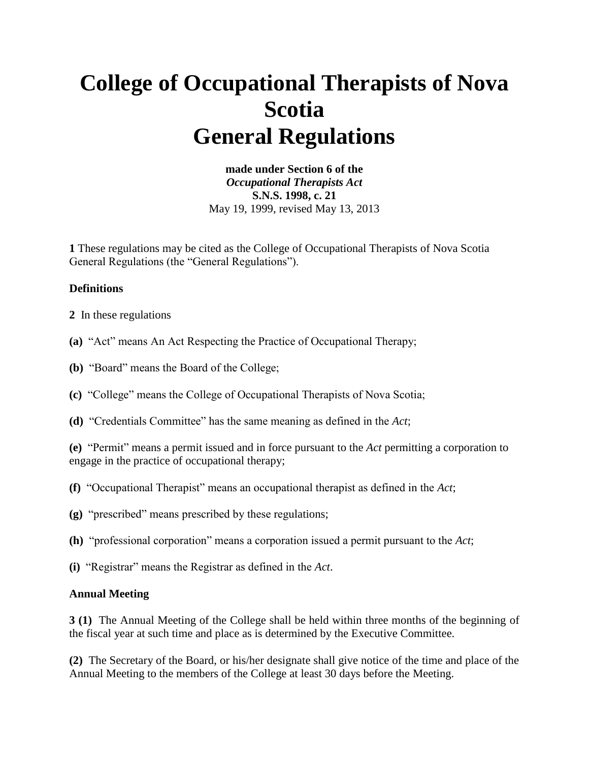# College of Occupational Therapists of Nova Scotia
# General Regulations

**made under Section 6 of the**
***Occupational Therapists Act***
**S.N.S. 1998, c. 21**
May 19, 1999, revised May 13, 2013

**1** These regulations may be cited as the College of Occupational Therapists of Nova Scotia General Regulations (the "General Regulations").

**Definitions**

**2** In these regulations

**(a)** "Act" means An Act Respecting the Practice of Occupational Therapy;

**(b)** "Board" means the Board of the College;

**(c)** "College" means the College of Occupational Therapists of Nova Scotia;

**(d)** "Credentials Committee" has the same meaning as defined in the *Act*;

**(e)** "Permit" means a permit issued and in force pursuant to the *Act* permitting a corporation to engage in the practice of occupational therapy;

**(f)** "Occupational Therapist" means an occupational therapist as defined in the *Act*;

**(g)** "prescribed" means prescribed by these regulations;

**(h)** "professional corporation" means a corporation issued a permit pursuant to the *Act*;

**(i)** "Registrar" means the Registrar as defined in the *Act*.

**Annual Meeting**

**3 (1)** The Annual Meeting of the College shall be held within three months of the beginning of the fiscal year at such time and place as is determined by the Executive Committee.

**(2)** The Secretary of the Board, or his/her designate shall give notice of the time and place of the Annual Meeting to the members of the College at least 30 days before the Meeting.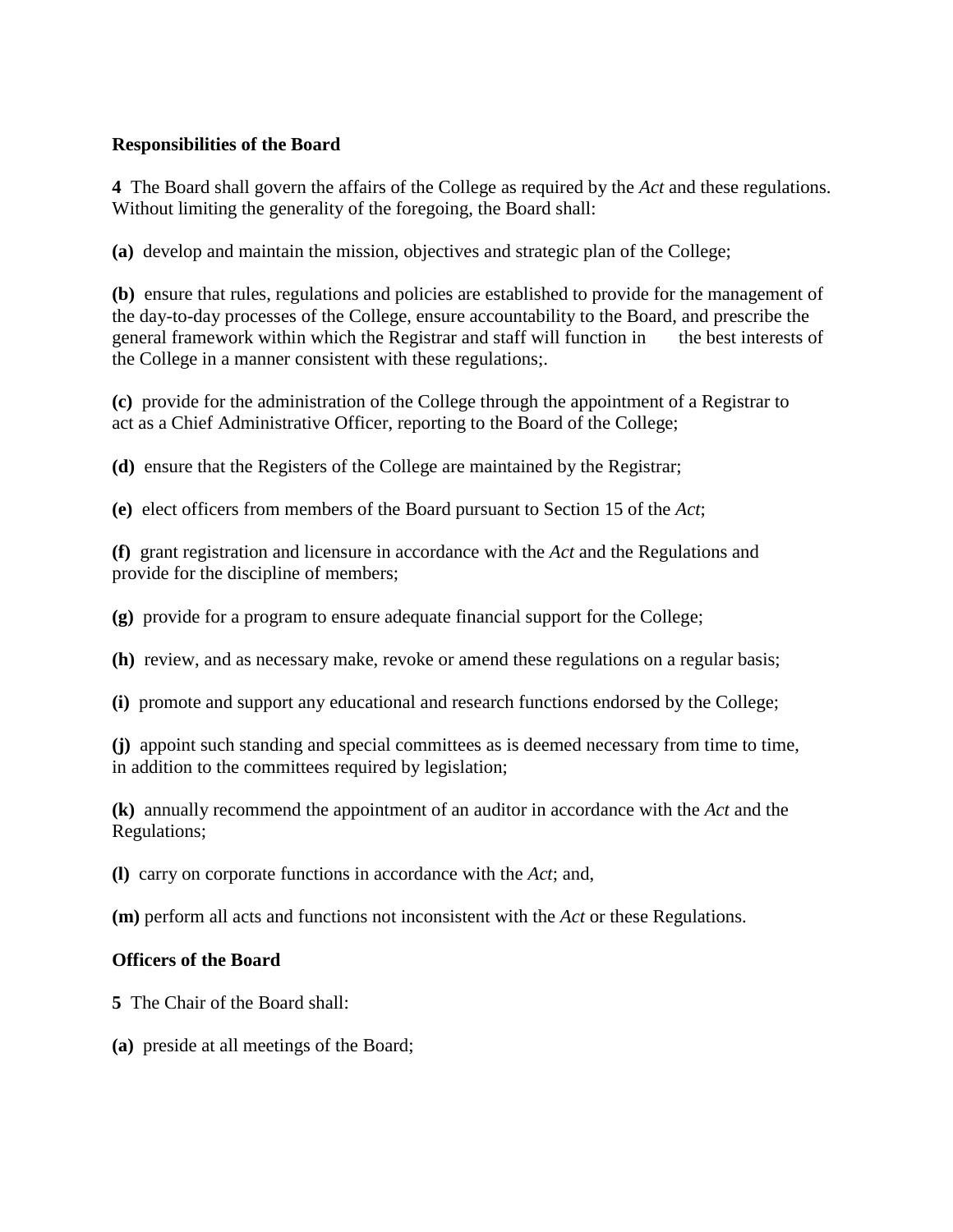**Responsibilities of the Board**

**4** The Board shall govern the affairs of the College as required by the *Act* and these regulations. Without limiting the generality of the foregoing, the Board shall:

**(a)** develop and maintain the mission, objectives and strategic plan of the College;

**(b)** ensure that rules, regulations and policies are established to provide for the management of the day-to-day processes of the College, ensure accountability to the Board, and prescribe the general framework within which the Registrar and staff will function in the best interests of the College in a manner consistent with these regulations;.

**(c)** provide for the administration of the College through the appointment of a Registrar to act as a Chief Administrative Officer, reporting to the Board of the College;

**(d)** ensure that the Registers of the College are maintained by the Registrar;

**(e)** elect officers from members of the Board pursuant to Section 15 of the *Act*;

**(f)** grant registration and licensure in accordance with the *Act* and the Regulations and provide for the discipline of members;

**(g)** provide for a program to ensure adequate financial support for the College;

**(h)** review, and as necessary make, revoke or amend these regulations on a regular basis;

**(i)** promote and support any educational and research functions endorsed by the College;

**(j)** appoint such standing and special committees as is deemed necessary from time to time, in addition to the committees required by legislation;

**(k)** annually recommend the appointment of an auditor in accordance with the *Act* and the Regulations;

**(l)** carry on corporate functions in accordance with the *Act*; and,

**(m)** perform all acts and functions not inconsistent with the *Act* or these Regulations.

**Officers of the Board**

**5** The Chair of the Board shall:

**(a)** preside at all meetings of the Board;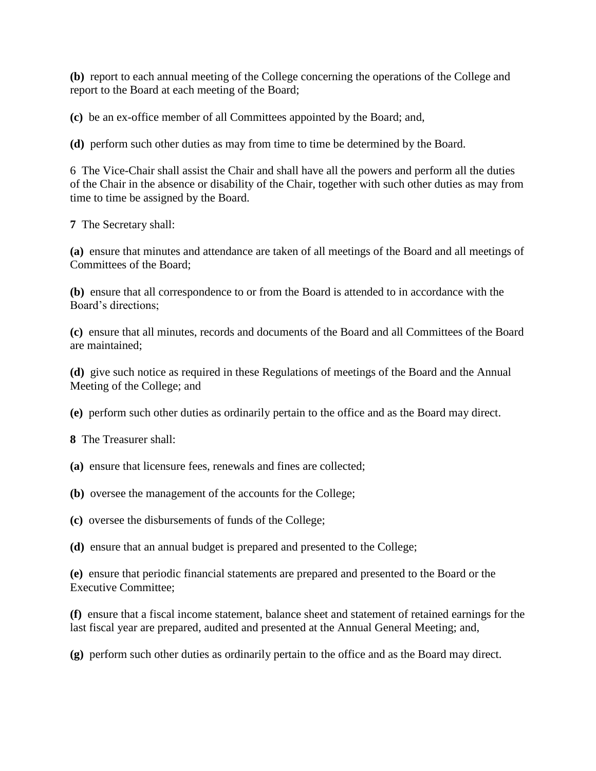**(b)** report to each annual meeting of the College concerning the operations of the College and report to the Board at each meeting of the Board;

**(c)** be an ex-office member of all Committees appointed by the Board; and,

**(d)** perform such other duties as may from time to time be determined by the Board.

6 The Vice-Chair shall assist the Chair and shall have all the powers and perform all the duties of the Chair in the absence or disability of the Chair, together with such other duties as may from time to time be assigned by the Board.

**7** The Secretary shall:

**(a)** ensure that minutes and attendance are taken of all meetings of the Board and all meetings of Committees of the Board;

**(b)** ensure that all correspondence to or from the Board is attended to in accordance with the Board's directions;

**(c)** ensure that all minutes, records and documents of the Board and all Committees of the Board are maintained;

**(d)** give such notice as required in these Regulations of meetings of the Board and the Annual Meeting of the College; and

**(e)** perform such other duties as ordinarily pertain to the office and as the Board may direct.

**8** The Treasurer shall:

**(a)** ensure that licensure fees, renewals and fines are collected;

**(b)** oversee the management of the accounts for the College;

**(c)** oversee the disbursements of funds of the College;

**(d)** ensure that an annual budget is prepared and presented to the College;

**(e)** ensure that periodic financial statements are prepared and presented to the Board or the Executive Committee;

**(f)** ensure that a fiscal income statement, balance sheet and statement of retained earnings for the last fiscal year are prepared, audited and presented at the Annual General Meeting; and,

**(g)** perform such other duties as ordinarily pertain to the office and as the Board may direct.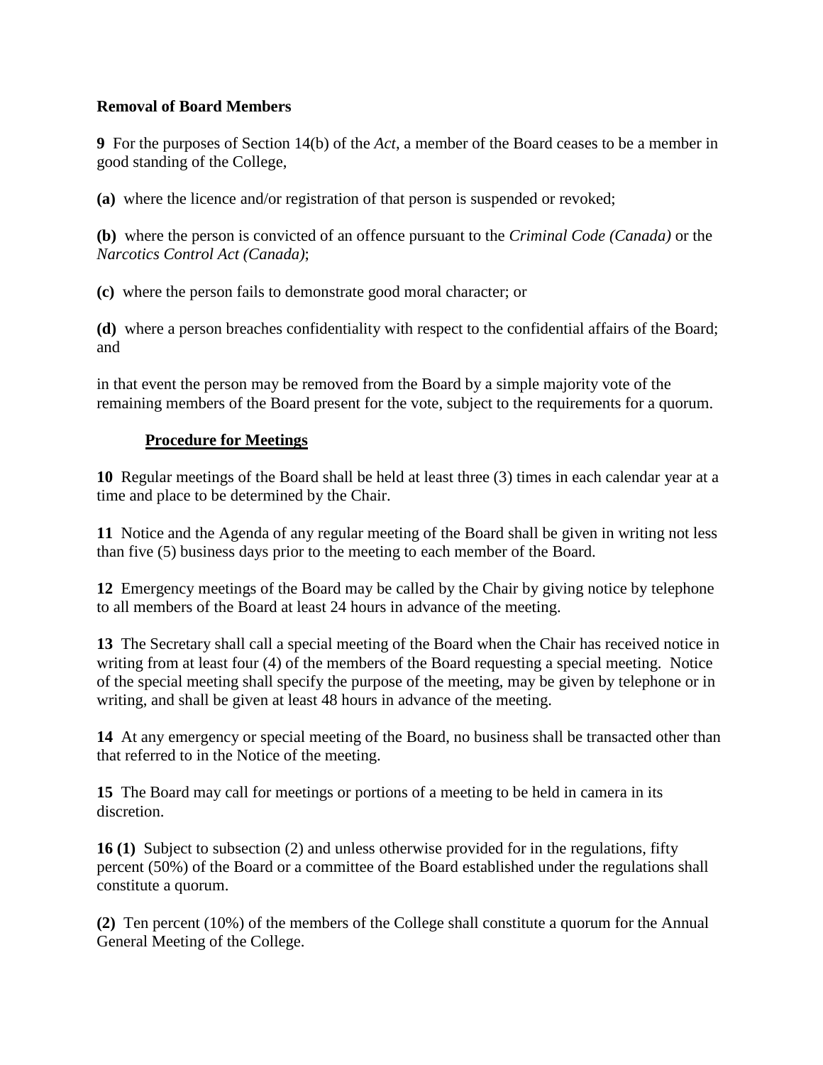**Removal of Board Members**

**9** For the purposes of Section 14(b) of the *Act*, a member of the Board ceases to be a member in good standing of the College,

**(a)** where the licence and/or registration of that person is suspended or revoked;

**(b)** where the person is convicted of an offence pursuant to the *Criminal Code (Canada)* or the *Narcotics Control Act (Canada)*;

**(c)** where the person fails to demonstrate good moral character; or

**(d)** where a person breaches confidentiality with respect to the confidential affairs of the Board; and

in that event the person may be removed from the Board by a simple majority vote of the remaining members of the Board present for the vote, subject to the requirements for a quorum.

**Procedure for Meetings**

**10** Regular meetings of the Board shall be held at least three (3) times in each calendar year at a time and place to be determined by the Chair.

**11** Notice and the Agenda of any regular meeting of the Board shall be given in writing not less than five (5) business days prior to the meeting to each member of the Board.

**12** Emergency meetings of the Board may be called by the Chair by giving notice by telephone to all members of the Board at least 24 hours in advance of the meeting.

**13** The Secretary shall call a special meeting of the Board when the Chair has received notice in writing from at least four (4) of the members of the Board requesting a special meeting. Notice of the special meeting shall specify the purpose of the meeting, may be given by telephone or in writing, and shall be given at least 48 hours in advance of the meeting.

**14** At any emergency or special meeting of the Board, no business shall be transacted other than that referred to in the Notice of the meeting.

**15** The Board may call for meetings or portions of a meeting to be held in camera in its discretion.

**16 (1)** Subject to subsection (2) and unless otherwise provided for in the regulations, fifty percent (50%) of the Board or a committee of the Board established under the regulations shall constitute a quorum.

**(2)** Ten percent (10%) of the members of the College shall constitute a quorum for the Annual General Meeting of the College.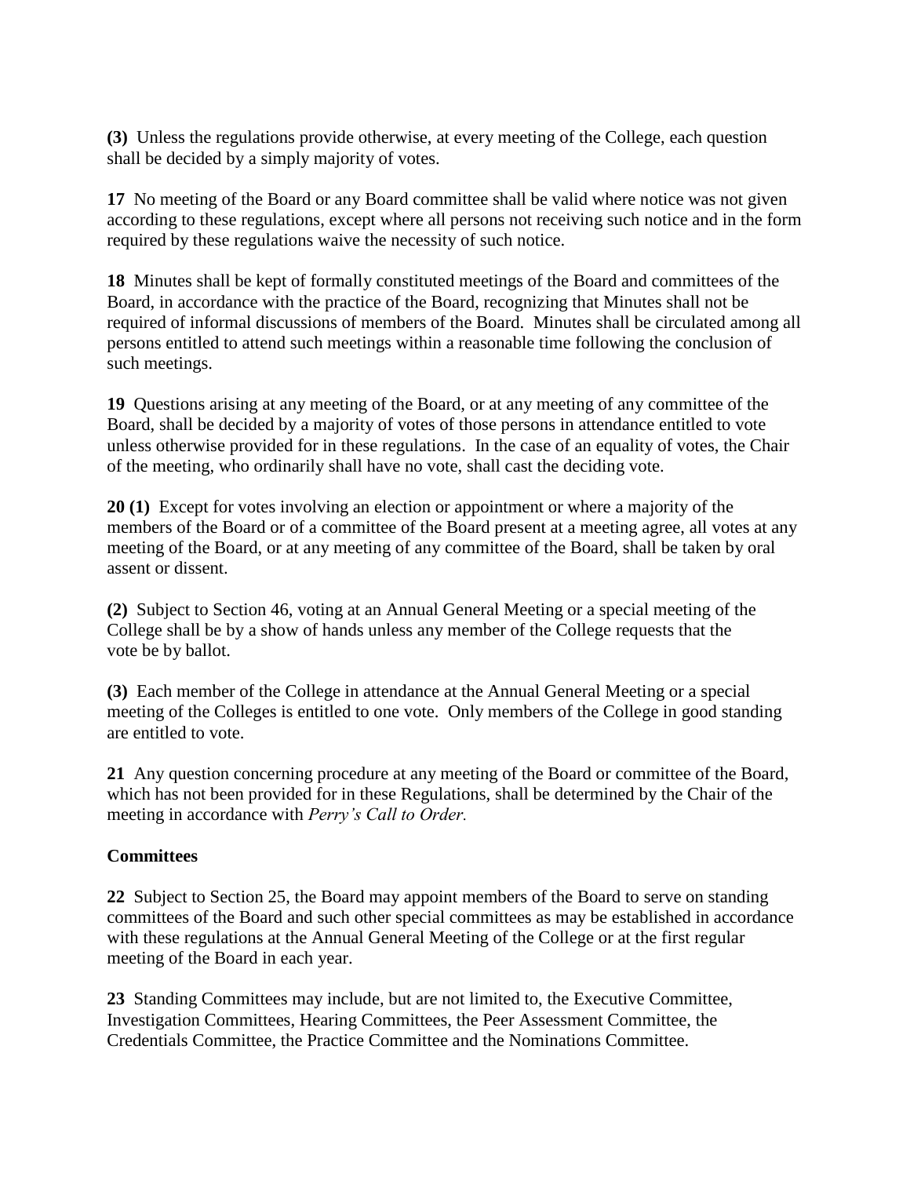**(3)** Unless the regulations provide otherwise, at every meeting of the College, each question shall be decided by a simply majority of votes.

**17** No meeting of the Board or any Board committee shall be valid where notice was not given according to these regulations, except where all persons not receiving such notice and in the form required by these regulations waive the necessity of such notice.

**18** Minutes shall be kept of formally constituted meetings of the Board and committees of the Board, in accordance with the practice of the Board, recognizing that Minutes shall not be required of informal discussions of members of the Board. Minutes shall be circulated among all persons entitled to attend such meetings within a reasonable time following the conclusion of such meetings.

**19** Questions arising at any meeting of the Board, or at any meeting of any committee of the Board, shall be decided by a majority of votes of those persons in attendance entitled to vote unless otherwise provided for in these regulations. In the case of an equality of votes, the Chair of the meeting, who ordinarily shall have no vote, shall cast the deciding vote.

**20 (1)** Except for votes involving an election or appointment or where a majority of the members of the Board or of a committee of the Board present at a meeting agree, all votes at any meeting of the Board, or at any meeting of any committee of the Board, shall be taken by oral assent or dissent.

**(2)** Subject to Section 46, voting at an Annual General Meeting or a special meeting of the College shall be by a show of hands unless any member of the College requests that the vote be by ballot.

**(3)** Each member of the College in attendance at the Annual General Meeting or a special meeting of the Colleges is entitled to one vote. Only members of the College in good standing are entitled to vote.

**21** Any question concerning procedure at any meeting of the Board or committee of the Board, which has not been provided for in these Regulations, shall be determined by the Chair of the meeting in accordance with *Perry's Call to Order.*

**Committees**

**22** Subject to Section 25, the Board may appoint members of the Board to serve on standing committees of the Board and such other special committees as may be established in accordance with these regulations at the Annual General Meeting of the College or at the first regular meeting of the Board in each year.

**23** Standing Committees may include, but are not limited to, the Executive Committee, Investigation Committees, Hearing Committees, the Peer Assessment Committee, the Credentials Committee, the Practice Committee and the Nominations Committee.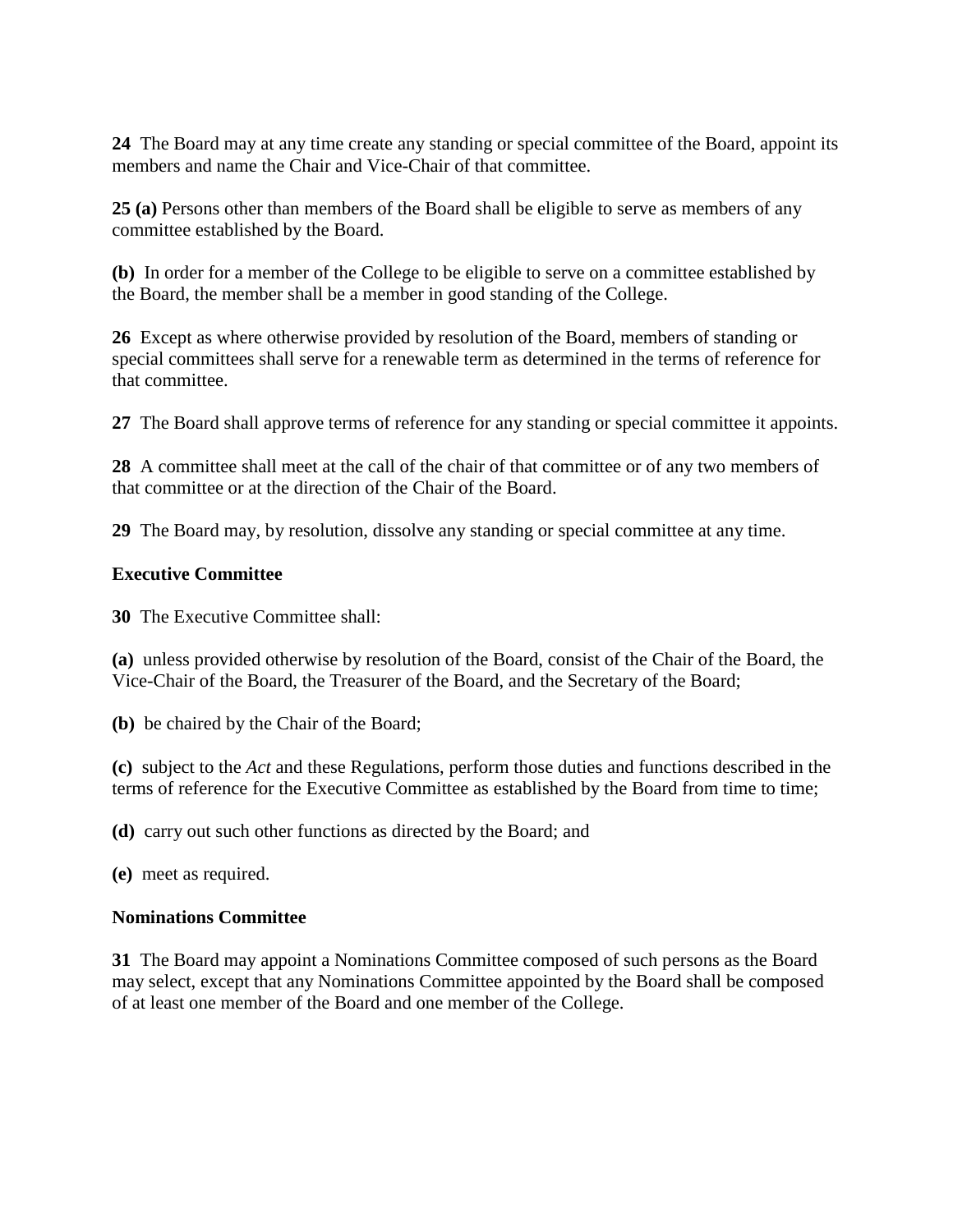**24** The Board may at any time create any standing or special committee of the Board, appoint its members and name the Chair and Vice-Chair of that committee.

**25 (a)** Persons other than members of the Board shall be eligible to serve as members of any committee established by the Board.

**(b)** In order for a member of the College to be eligible to serve on a committee established by the Board, the member shall be a member in good standing of the College.

**26** Except as where otherwise provided by resolution of the Board, members of standing or special committees shall serve for a renewable term as determined in the terms of reference for that committee.

**27** The Board shall approve terms of reference for any standing or special committee it appoints.

**28** A committee shall meet at the call of the chair of that committee or of any two members of that committee or at the direction of the Chair of the Board.

**29** The Board may, by resolution, dissolve any standing or special committee at any time.

**Executive Committee**

**30** The Executive Committee shall:

**(a)** unless provided otherwise by resolution of the Board, consist of the Chair of the Board, the Vice-Chair of the Board, the Treasurer of the Board, and the Secretary of the Board;

**(b)** be chaired by the Chair of the Board;

**(c)** subject to the *Act* and these Regulations, perform those duties and functions described in the terms of reference for the Executive Committee as established by the Board from time to time;

**(d)** carry out such other functions as directed by the Board; and

**(e)** meet as required.

**Nominations Committee**

**31** The Board may appoint a Nominations Committee composed of such persons as the Board may select, except that any Nominations Committee appointed by the Board shall be composed of at least one member of the Board and one member of the College.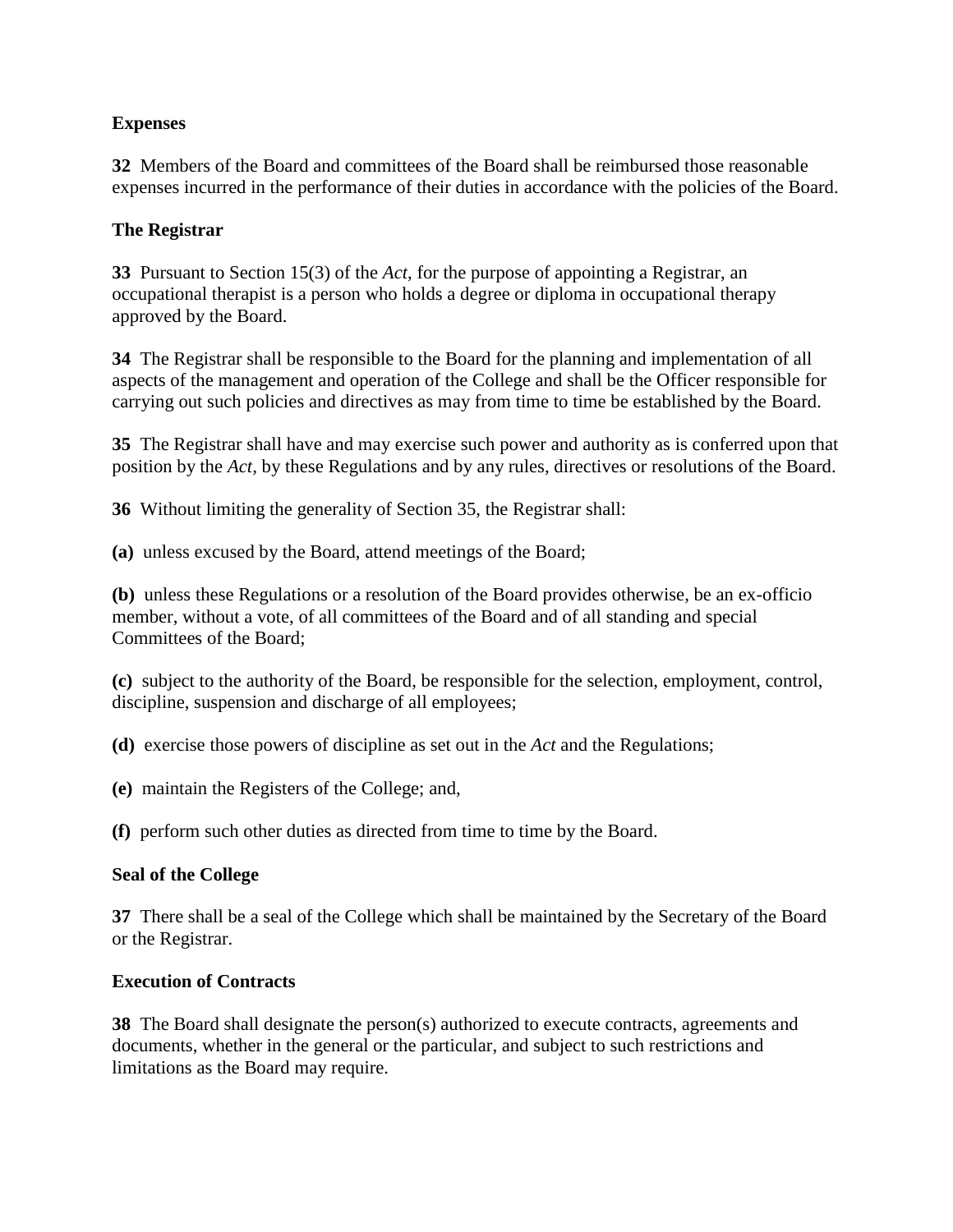### Expenses

**32** Members of the Board and committees of the Board shall be reimbursed those reasonable expenses incurred in the performance of their duties in accordance with the policies of the Board.

### The Registrar

**33** Pursuant to Section 15(3) of the *Act*, for the purpose of appointing a Registrar, an occupational therapist is a person who holds a degree or diploma in occupational therapy approved by the Board.

**34** The Registrar shall be responsible to the Board for the planning and implementation of all aspects of the management and operation of the College and shall be the Officer responsible for carrying out such policies and directives as may from time to time be established by the Board.

**35** The Registrar shall have and may exercise such power and authority as is conferred upon that position by the *Act,* by these Regulations and by any rules, directives or resolutions of the Board.

**36** Without limiting the generality of Section 35, the Registrar shall:

**(a)** unless excused by the Board, attend meetings of the Board;

**(b)** unless these Regulations or a resolution of the Board provides otherwise, be an ex-officio member, without a vote, of all committees of the Board and of all standing and special Committees of the Board;

**(c)** subject to the authority of the Board, be responsible for the selection, employment, control, discipline, suspension and discharge of all employees;

**(d)** exercise those powers of discipline as set out in the *Act* and the Regulations;

**(e)** maintain the Registers of the College; and,

**(f)** perform such other duties as directed from time to time by the Board.

### Seal of the College

**37** There shall be a seal of the College which shall be maintained by the Secretary of the Board or the Registrar.

### Execution of Contracts

**38** The Board shall designate the person(s) authorized to execute contracts, agreements and documents, whether in the general or the particular, and subject to such restrictions and limitations as the Board may require.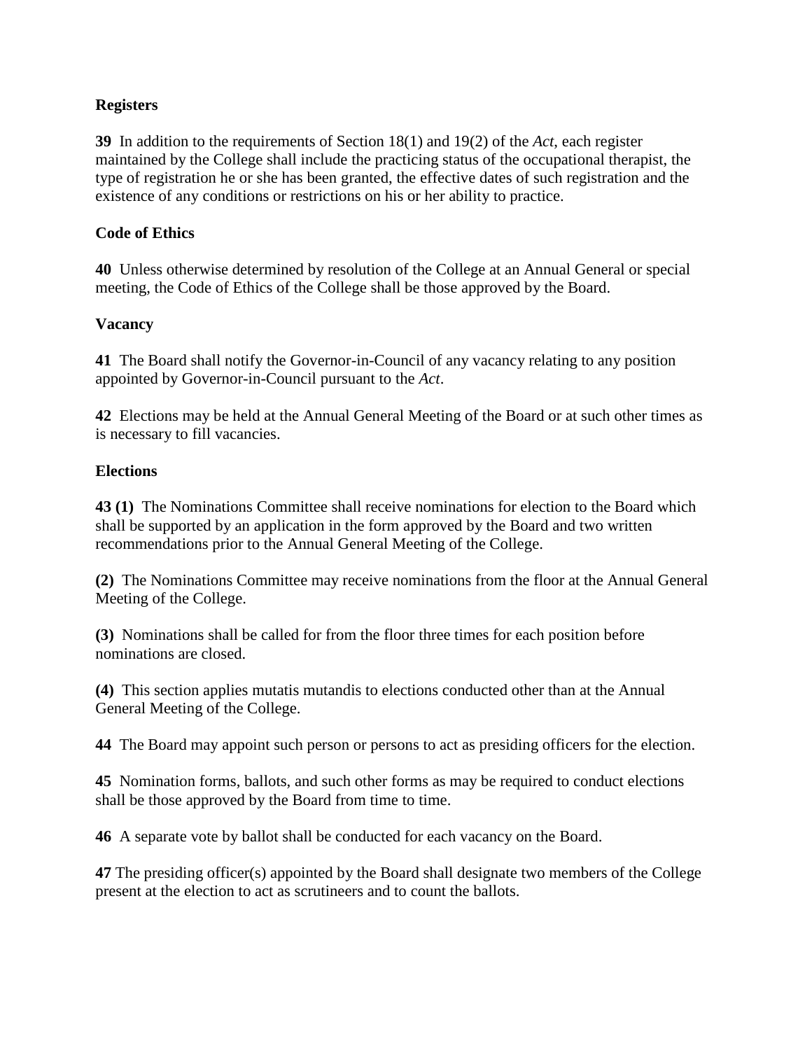**Registers**

**39** In addition to the requirements of Section 18(1) and 19(2) of the *Act*, each register maintained by the College shall include the practicing status of the occupational therapist, the type of registration he or she has been granted, the effective dates of such registration and the existence of any conditions or restrictions on his or her ability to practice.

**Code of Ethics**

**40** Unless otherwise determined by resolution of the College at an Annual General or special meeting, the Code of Ethics of the College shall be those approved by the Board.

**Vacancy**

**41** The Board shall notify the Governor-in-Council of any vacancy relating to any position appointed by Governor-in-Council pursuant to the *Act*.

**42** Elections may be held at the Annual General Meeting of the Board or at such other times as is necessary to fill vacancies.

**Elections**

**43 (1)** The Nominations Committee shall receive nominations for election to the Board which shall be supported by an application in the form approved by the Board and two written recommendations prior to the Annual General Meeting of the College.

**(2)** The Nominations Committee may receive nominations from the floor at the Annual General Meeting of the College.

**(3)** Nominations shall be called for from the floor three times for each position before nominations are closed.

**(4)** This section applies mutatis mutandis to elections conducted other than at the Annual General Meeting of the College.

**44** The Board may appoint such person or persons to act as presiding officers for the election.

**45** Nomination forms, ballots, and such other forms as may be required to conduct elections shall be those approved by the Board from time to time.

**46** A separate vote by ballot shall be conducted for each vacancy on the Board.

**47** The presiding officer(s) appointed by the Board shall designate two members of the College present at the election to act as scrutineers and to count the ballots.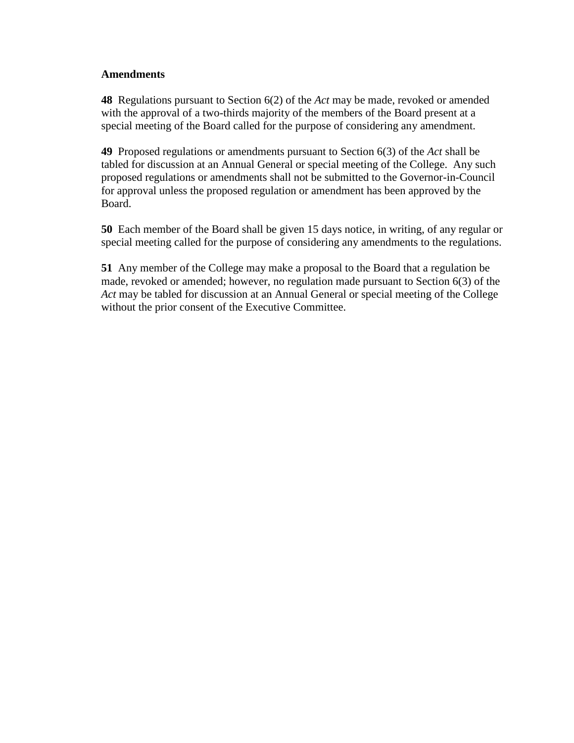**Amendments**

**48** Regulations pursuant to Section 6(2) of the *Act* may be made, revoked or amended with the approval of a two-thirds majority of the members of the Board present at a special meeting of the Board called for the purpose of considering any amendment.

**49** Proposed regulations or amendments pursuant to Section 6(3) of the *Act* shall be tabled for discussion at an Annual General or special meeting of the College. Any such proposed regulations or amendments shall not be submitted to the Governor-in-Council for approval unless the proposed regulation or amendment has been approved by the Board.

**50** Each member of the Board shall be given 15 days notice, in writing, of any regular or special meeting called for the purpose of considering any amendments to the regulations.

**51** Any member of the College may make a proposal to the Board that a regulation be made, revoked or amended; however, no regulation made pursuant to Section 6(3) of the *Act* may be tabled for discussion at an Annual General or special meeting of the College without the prior consent of the Executive Committee.